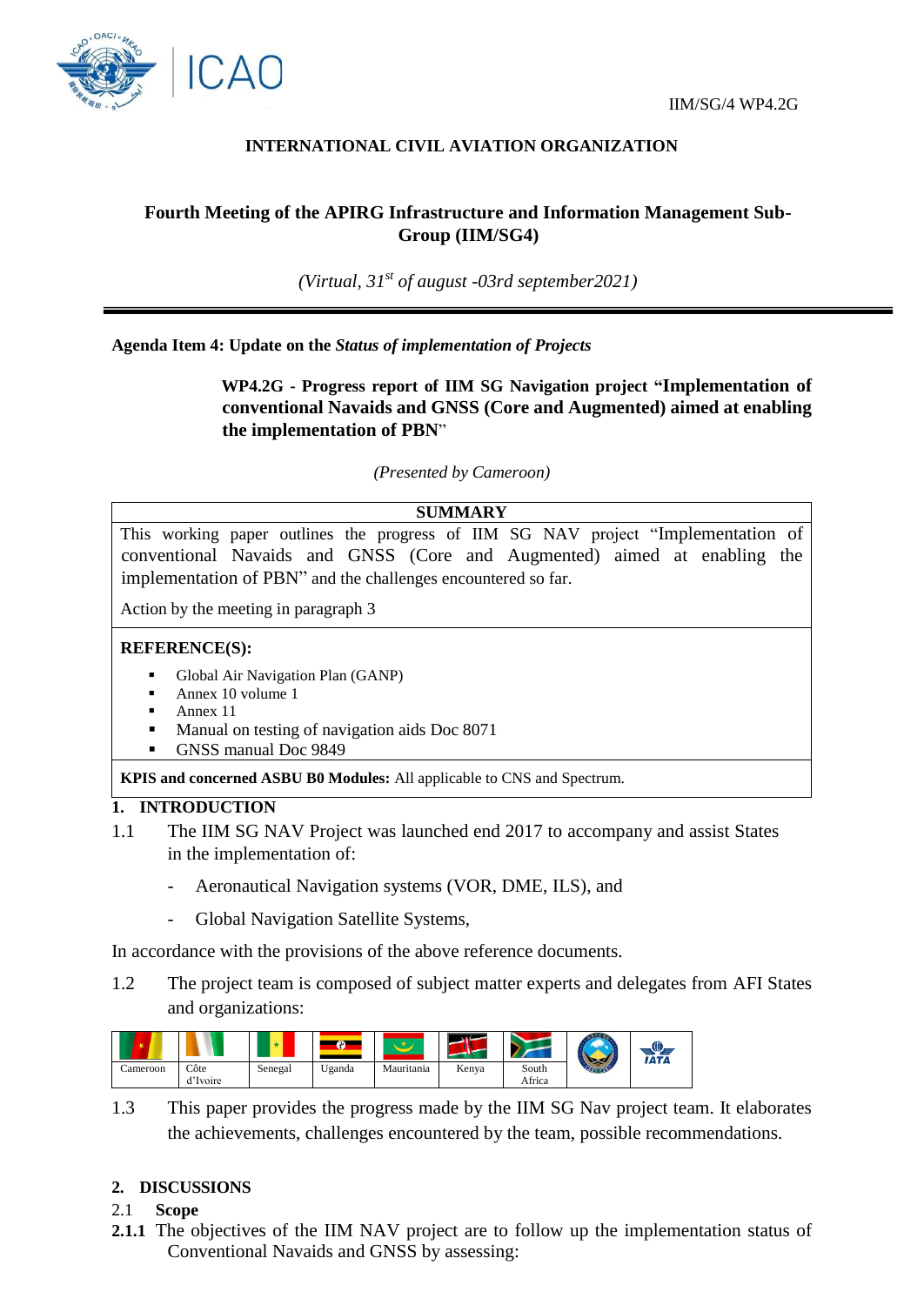IIM/SG/4 WP4.2G

**INTERNATIONAL CIVIL AVIATION ORGANIZATION**

# Fourth Meeting of the APIRG Infrastructure and Information Management Sub-Group (IIM/SG4)

*(Virtual, 31st of august -03rd september2021)*

**Agenda Item 4: Update on the *Status of implementation of Projects***

**WP4.2G - Progress report of IIM SG Navigation project "Implementation of conventional Navaids and GNSS (Core and Augmented) aimed at enabling the implementation of PBN**"

*(Presented by Cameroon)*

| SUMMARY |
|---|
| This working paper outlines the progress of IIM SG NAV project "Implementation of conventional Navaids and GNSS (Core and Augmented) aimed at enabling the implementation of PBN" and the challenges encountered so far. <br><br> Action by the meeting in paragraph 3 |
| **REFERENCE(S):** <br> ▪ Global Air Navigation Plan (GANP) <br> ▪ Annex 10 volume 1 <br> ▪ Annex 11 <br> ▪ Manual on testing of navigation aids Doc 8071 <br> ▪ GNSS manual Doc 9849 |
| **KPIS and concerned ASBU B0 Modules:** All applicable to CNS and Spectrum. |

## 1. INTRODUCTION

1.1 The IIM SG NAV Project was launched end 2017 to accompany and assist States in the implementation of:

- Aeronautical Navigation systems (VOR, DME, ILS), and
- Global Navigation Satellite Systems,

In accordance with the provisions of the above reference documents.

1.2 The project team is composed of subject matter experts and delegates from AFI States and organizations:

| | | | | | | | | |
|---|---|---|---|---|---|---|---|---|
| Cameroon | Côte d'Ivoire | Senegal | Uganda | Mauritania | Kenya | South Africa | | IATA |

1.3 This paper provides the progress made by the IIM SG Nav project team. It elaborates the achievements, challenges encountered by the team, possible recommendations.

## 2. DISCUSSIONS

2.1 **Scope**

**2.1.1** The objectives of the IIM NAV project are to follow up the implementation status of Conventional Navaids and GNSS by assessing: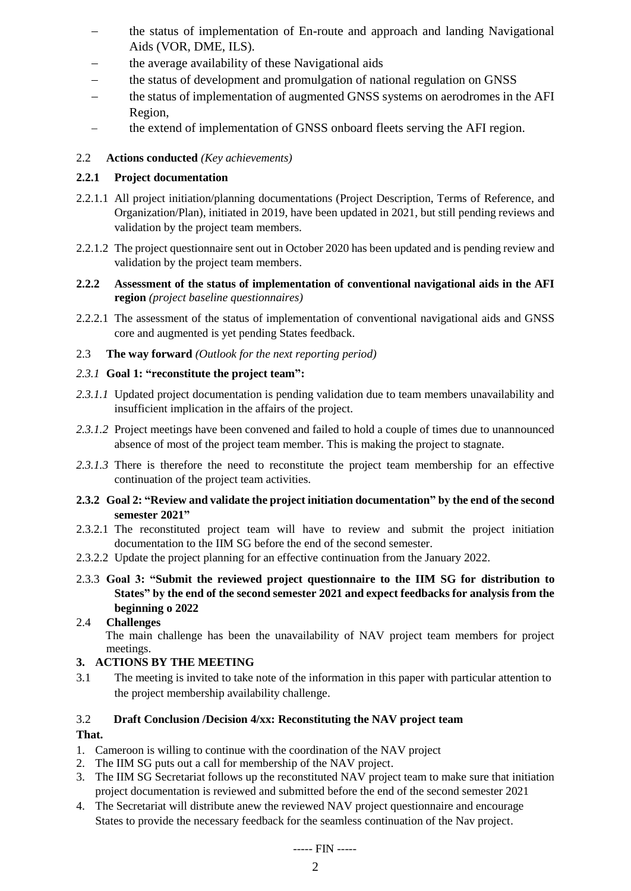- the status of implementation of En-route and approach and landing Navigational Aids (VOR, DME, ILS).
- the average availability of these Navigational aids
- the status of development and promulgation of national regulation on GNSS
- the status of implementation of augmented GNSS systems on aerodromes in the AFI Region,
- the extend of implementation of GNSS onboard fleets serving the AFI region.

2.2 **Actions conducted** *(Key achievements)*

**2.2.1 Project documentation**

2.2.1.1 All project initiation/planning documentations (Project Description, Terms of Reference, and Organization/Plan), initiated in 2019, have been updated in 2021, but still pending reviews and validation by the project team members.

2.2.1.2 The project questionnaire sent out in October 2020 has been updated and is pending review and validation by the project team members.

**2.2.2 Assessment of the status of implementation of conventional navigational aids in the AFI region** *(project baseline questionnaires)*

2.2.2.1 The assessment of the status of implementation of conventional navigational aids and GNSS core and augmented is yet pending States feedback.

2.3 **The way forward** *(Outlook for the next reporting period)*

*2.3.1* **Goal 1: "reconstitute the project team":**

*2.3.1.1* Updated project documentation is pending validation due to team members unavailability and insufficient implication in the affairs of the project.

*2.3.1.2* Project meetings have been convened and failed to hold a couple of times due to unannounced absence of most of the project team member. This is making the project to stagnate.

*2.3.1.3* There is therefore the need to reconstitute the project team membership for an effective continuation of the project team activities.

**2.3.2 Goal 2: "Review and validate the project initiation documentation" by the end of the second semester 2021"**

2.3.2.1 The reconstituted project team will have to review and submit the project initiation documentation to the IIM SG before the end of the second semester.

2.3.2.2 Update the project planning for an effective continuation from the January 2022.

2.3.3 **Goal 3: "Submit the reviewed project questionnaire to the IIM SG for distribution to States" by the end of the second semester 2021 and expect feedbacks for analysis from the beginning o 2022**

2.4 **Challenges**

The main challenge has been the unavailability of NAV project team members for project meetings.

**3. ACTIONS BY THE MEETING**

3.1 The meeting is invited to take note of the information in this paper with particular attention to the project membership availability challenge.

3.2 **Draft Conclusion /Decision 4/xx: Reconstituting the NAV project team**

**That.**

1. Cameroon is willing to continue with the coordination of the NAV project
2. The IIM SG puts out a call for membership of the NAV project.
3. The IIM SG Secretariat follows up the reconstituted NAV project team to make sure that initiation project documentation is reviewed and submitted before the end of the second semester 2021
4. The Secretariat will distribute anew the reviewed NAV project questionnaire and encourage States to provide the necessary feedback for the seamless continuation of the Nav project.

----- FIN -----